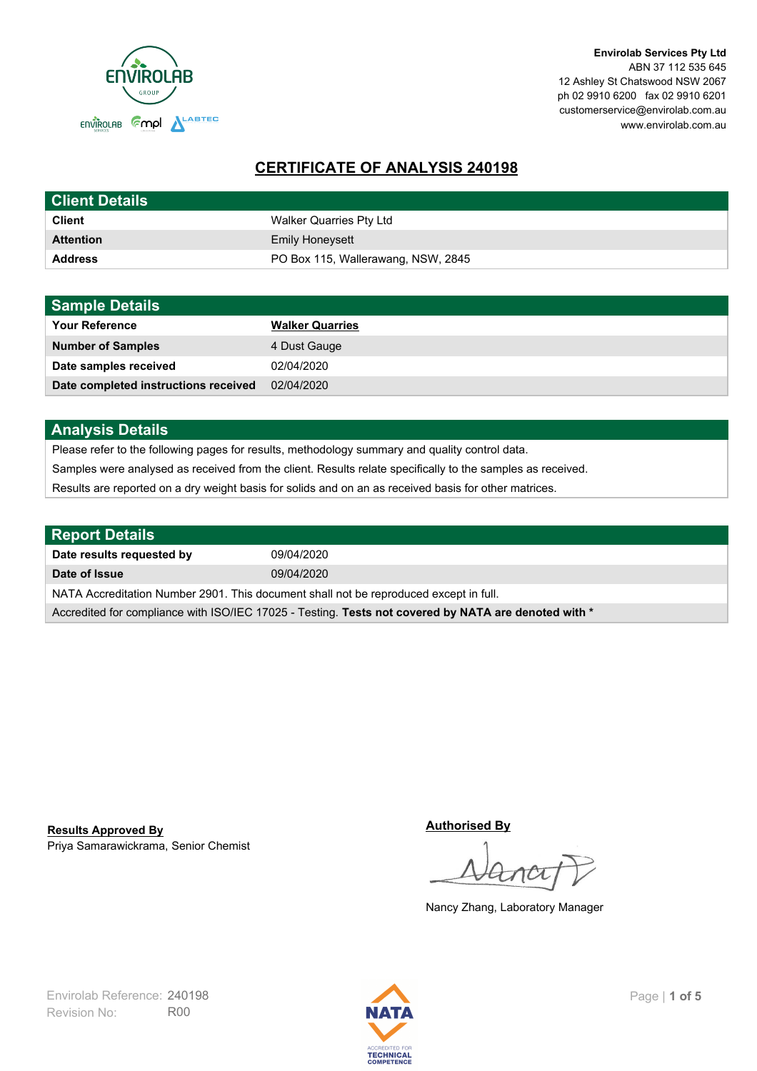Envirolab Services Pty Ltd
ABN 37 112 535 645
12 Ashley St Chatswood NSW 2067
ph 02 9910 6200 fax 02 9910 6201
customerservice@envirolab.com.au
www.envirolab.com.au

# CERTIFICATE OF ANALYSIS 240198

| Client Details | |
|---|---|
| **Client** | Walker Quarries Pty Ltd |
| **Attention** | Emily Honeysett |
| **Address** | PO Box 115, Wallerawang, NSW, 2845 |

| Sample Details | |
|---|---|
| **Your Reference** | **Walker Quarries** |
| **Number of Samples** | 4 Dust Gauge |
| **Date samples received** | 02/04/2020 |
| **Date completed instructions received** | 02/04/2020 |

## Analysis Details

Please refer to the following pages for results, methodology summary and quality control data.

Samples were analysed as received from the client. Results relate specifically to the samples as received.

Results are reported on a dry weight basis for solids and on an as received basis for other matrices.

| Report Details | |
|---|---|
| **Date results requested by** | 09/04/2020 |
| **Date of Issue** | 09/04/2020 |

NATA Accreditation Number 2901. This document shall not be reproduced except in full.

Accredited for compliance with ISO/IEC 17025 - Testing. **Tests not covered by NATA are denoted with ***

**Results Approved By**
Priya Samarawickrama, Senior Chemist

**Authorised By**
Nancy Zhang, Laboratory Manager

Envirolab Reference: 240198
Revision No: R00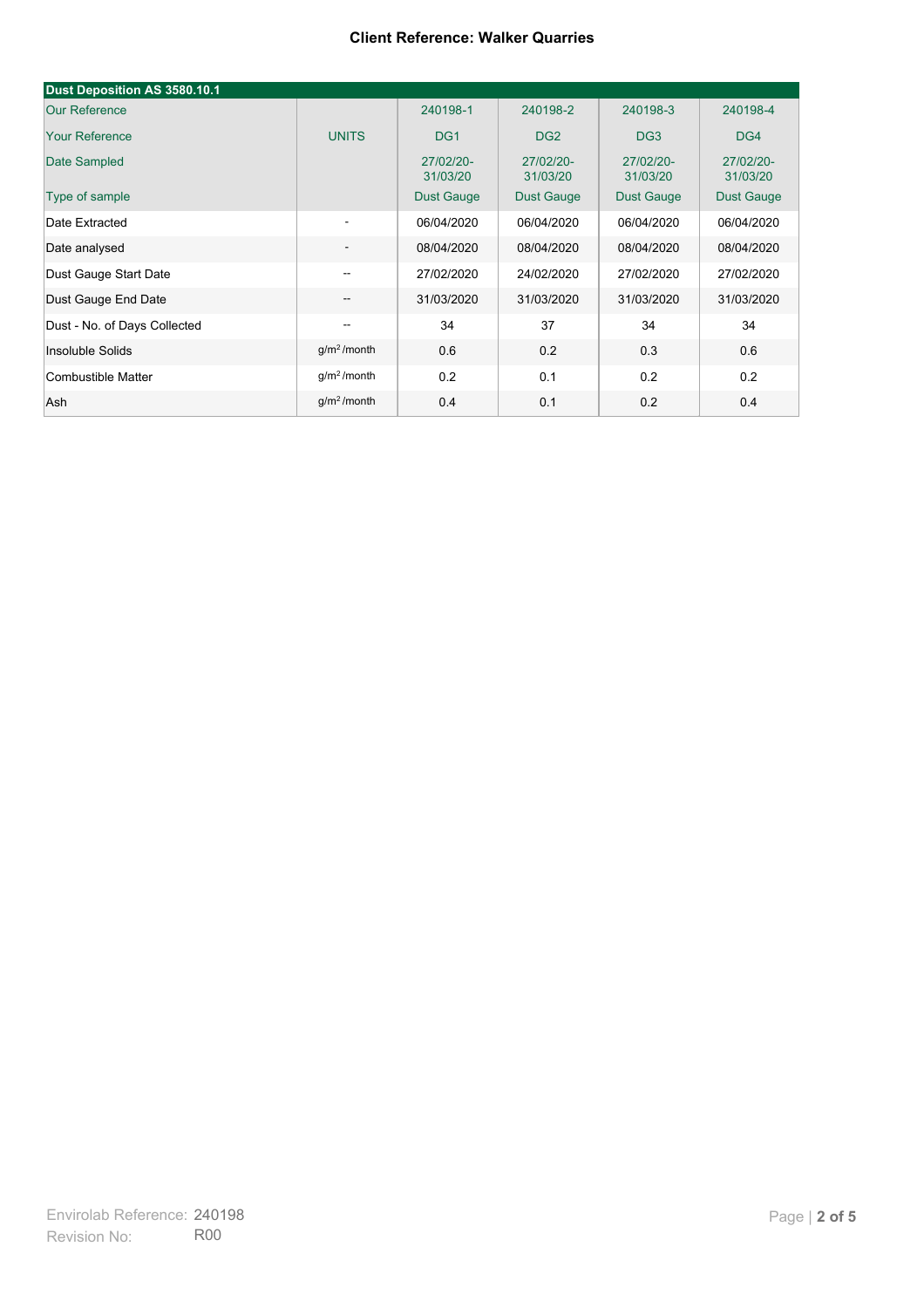**Client Reference: Walker Quarries**

| Dust Deposition AS 3580.10.1 | | | | | |
|---|---|---|---|---|---|
| Our Reference | | 240198-1 | 240198-2 | 240198-3 | 240198-4 |
| Your Reference | UNITS | DG1 | DG2 | DG3 | DG4 |
| Date Sampled | | 27/02/20-31/03/20 | 27/02/20-31/03/20 | 27/02/20-31/03/20 | 27/02/20-31/03/20 |
| Type of sample | | Dust Gauge | Dust Gauge | Dust Gauge | Dust Gauge |
| Date Extracted | - | 06/04/2020 | 06/04/2020 | 06/04/2020 | 06/04/2020 |
| Date analysed | - | 08/04/2020 | 08/04/2020 | 08/04/2020 | 08/04/2020 |
| Dust Gauge Start Date | -- | 27/02/2020 | 24/02/2020 | 27/02/2020 | 27/02/2020 |
| Dust Gauge End Date | -- | 31/03/2020 | 31/03/2020 | 31/03/2020 | 31/03/2020 |
| Dust - No. of Days Collected | -- | 34 | 37 | 34 | 34 |
| Insoluble Solids | $g/m^2$ /month | 0.6 | 0.2 | 0.3 | 0.6 |
| Combustible Matter | $g/m^2$ /month | 0.2 | 0.1 | 0.2 | 0.2 |
| Ash | $g/m^2$ /month | 0.4 | 0.1 | 0.2 | 0.4 |

Envirolab Reference: 240198
Revision No: R00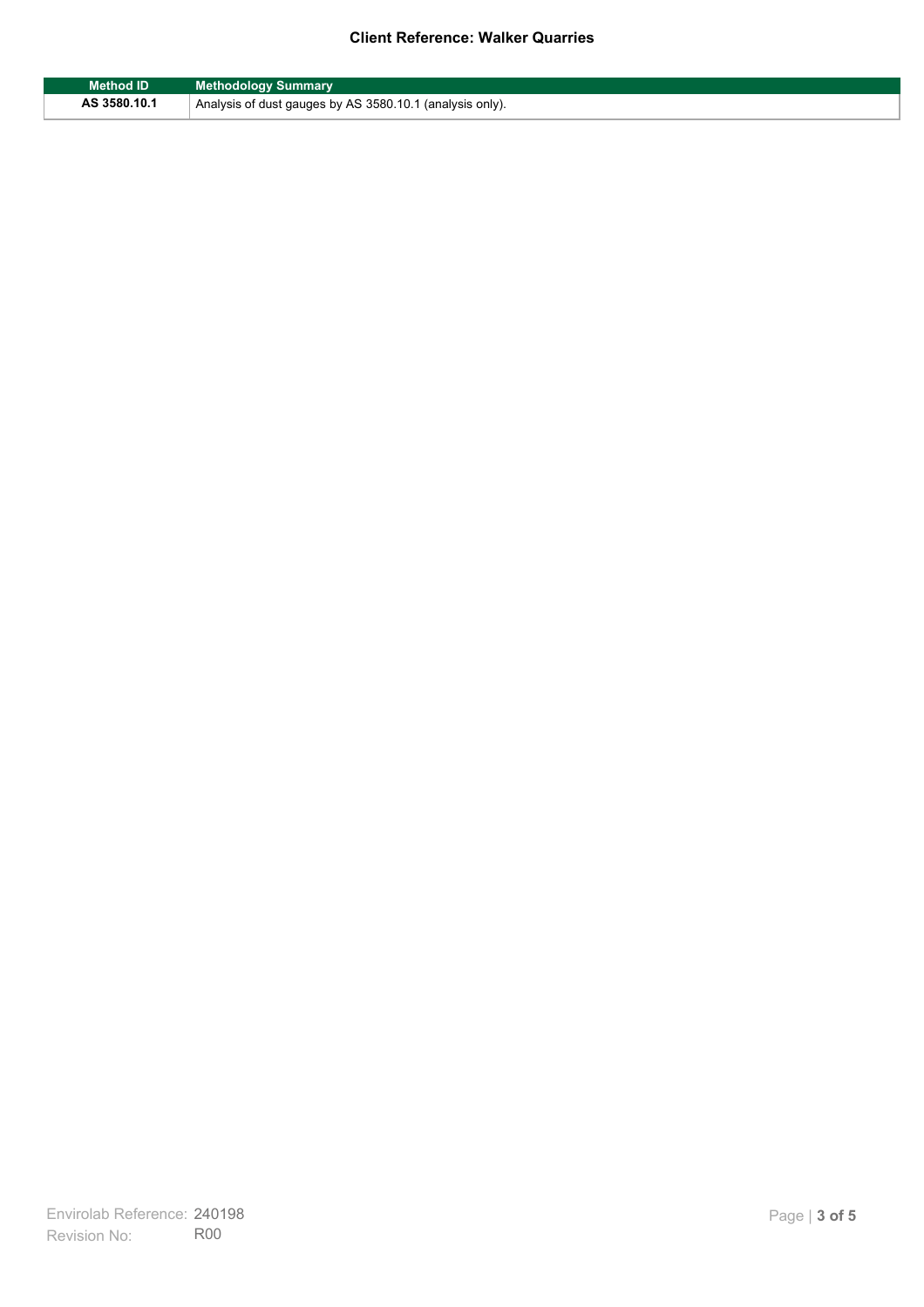| Method ID | Methodology Summary |
|---|---|
| AS 3580.10.1 | Analysis of dust gauges by AS 3580.10.1 (analysis only). |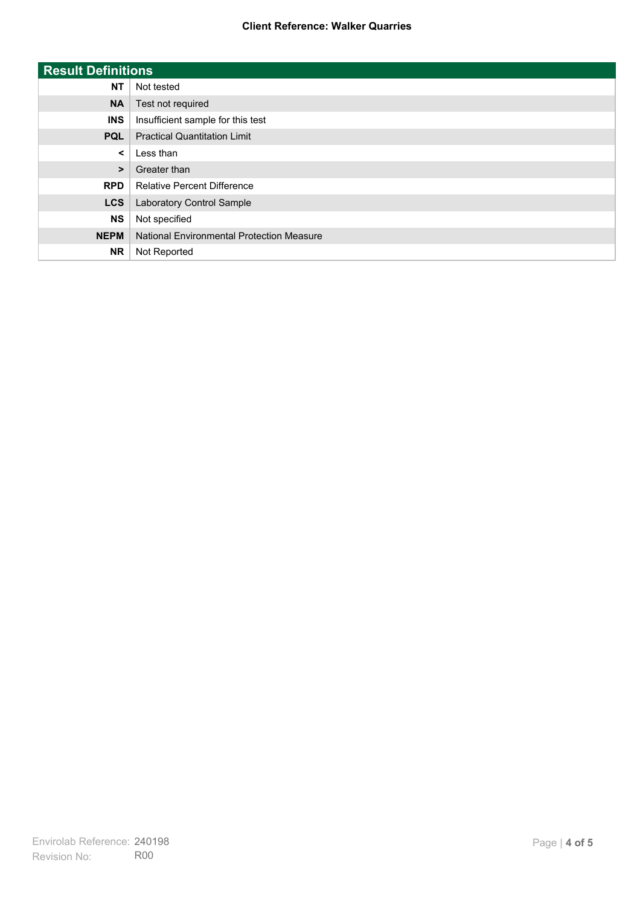## Result Definitions

| | |
|---|---|
| **NT** | Not tested |
| **NA** | Test not required |
| **INS** | Insufficient sample for this test |
| **PQL** | Practical Quantitation Limit |
| **<** | Less than |
| **>** | Greater than |
| **RPD** | Relative Percent Difference |
| **LCS** | Laboratory Control Sample |
| **NS** | Not specified |
| **NEPM** | National Environmental Protection Measure |
| **NR** | Not Reported |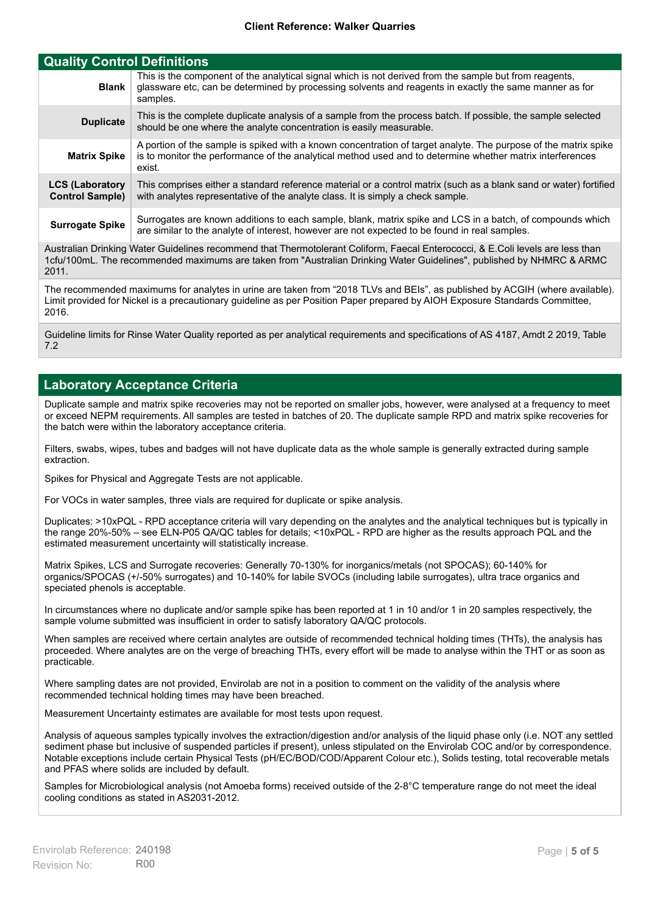## Quality Control Definitions

| | |
|---|---|
| **Blank** | This is the component of the analytical signal which is not derived from the sample but from reagents, glassware etc, can be determined by processing solvents and reagents in exactly the same manner as for samples. |
| **Duplicate** | This is the complete duplicate analysis of a sample from the process batch. If possible, the sample selected should be one where the analyte concentration is easily measurable. |
| **Matrix Spike** | A portion of the sample is spiked with a known concentration of target analyte. The purpose of the matrix spike is to monitor the performance of the analytical method used and to determine whether matrix interferences exist. |
| **LCS (Laboratory Control Sample)** | This comprises either a standard reference material or a control matrix (such as a blank sand or water) fortified with analytes representative of the analyte class. It is simply a check sample. |
| **Surrogate Spike** | Surrogates are known additions to each sample, blank, matrix spike and LCS in a batch, of compounds which are similar to the analyte of interest, however are not expected to be found in real samples. |

Australian Drinking Water Guidelines recommend that Thermotolerant Coliform, Faecal Enterococci, & E.Coli levels are less than 1cfu/100mL. The recommended maximums are taken from "Australian Drinking Water Guidelines", published by NHMRC & ARMC 2011.

The recommended maximums for analytes in urine are taken from "2018 TLVs and BEIs", as published by ACGIH (where available). Limit provided for Nickel is a precautionary guideline as per Position Paper prepared by AIOH Exposure Standards Committee, 2016.

Guideline limits for Rinse Water Quality reported as per analytical requirements and specifications of AS 4187, Amdt 2 2019, Table 7.2

## Laboratory Acceptance Criteria

Duplicate sample and matrix spike recoveries may not be reported on smaller jobs, however, were analysed at a frequency to meet or exceed NEPM requirements. All samples are tested in batches of 20. The duplicate sample RPD and matrix spike recoveries for the batch were within the laboratory acceptance criteria.

Filters, swabs, wipes, tubes and badges will not have duplicate data as the whole sample is generally extracted during sample extraction.

Spikes for Physical and Aggregate Tests are not applicable.

For VOCs in water samples, three vials are required for duplicate or spike analysis.

Duplicates: >10xPQL - RPD acceptance criteria will vary depending on the analytes and the analytical techniques but is typically in the range 20%-50% – see ELN-P05 QA/QC tables for details; <10xPQL - RPD are higher as the results approach PQL and the estimated measurement uncertainty will statistically increase.

Matrix Spikes, LCS and Surrogate recoveries: Generally 70-130% for inorganics/metals (not SPOCAS); 60-140% for organics/SPOCAS (+/-50% surrogates) and 10-140% for labile SVOCs (including labile surrogates), ultra trace organics and speciated phenols is acceptable.

In circumstances where no duplicate and/or sample spike has been reported at 1 in 10 and/or 1 in 20 samples respectively, the sample volume submitted was insufficient in order to satisfy laboratory QA/QC protocols.

When samples are received where certain analytes are outside of recommended technical holding times (THTs), the analysis has proceeded. Where analytes are on the verge of breaching THTs, every effort will be made to analyse within the THT or as soon as practicable.

Where sampling dates are not provided, Envirolab are not in a position to comment on the validity of the analysis where recommended technical holding times may have been breached.

Measurement Uncertainty estimates are available for most tests upon request.

Analysis of aqueous samples typically involves the extraction/digestion and/or analysis of the liquid phase only (i.e. NOT any settled sediment phase but inclusive of suspended particles if present), unless stipulated on the Envirolab COC and/or by correspondence. Notable exceptions include certain Physical Tests (pH/EC/BOD/COD/Apparent Colour etc.), Solids testing, total recoverable metals and PFAS where solids are included by default.

Samples for Microbiological analysis (not Amoeba forms) received outside of the 2-8°C temperature range do not meet the ideal cooling conditions as stated in AS2031-2012.